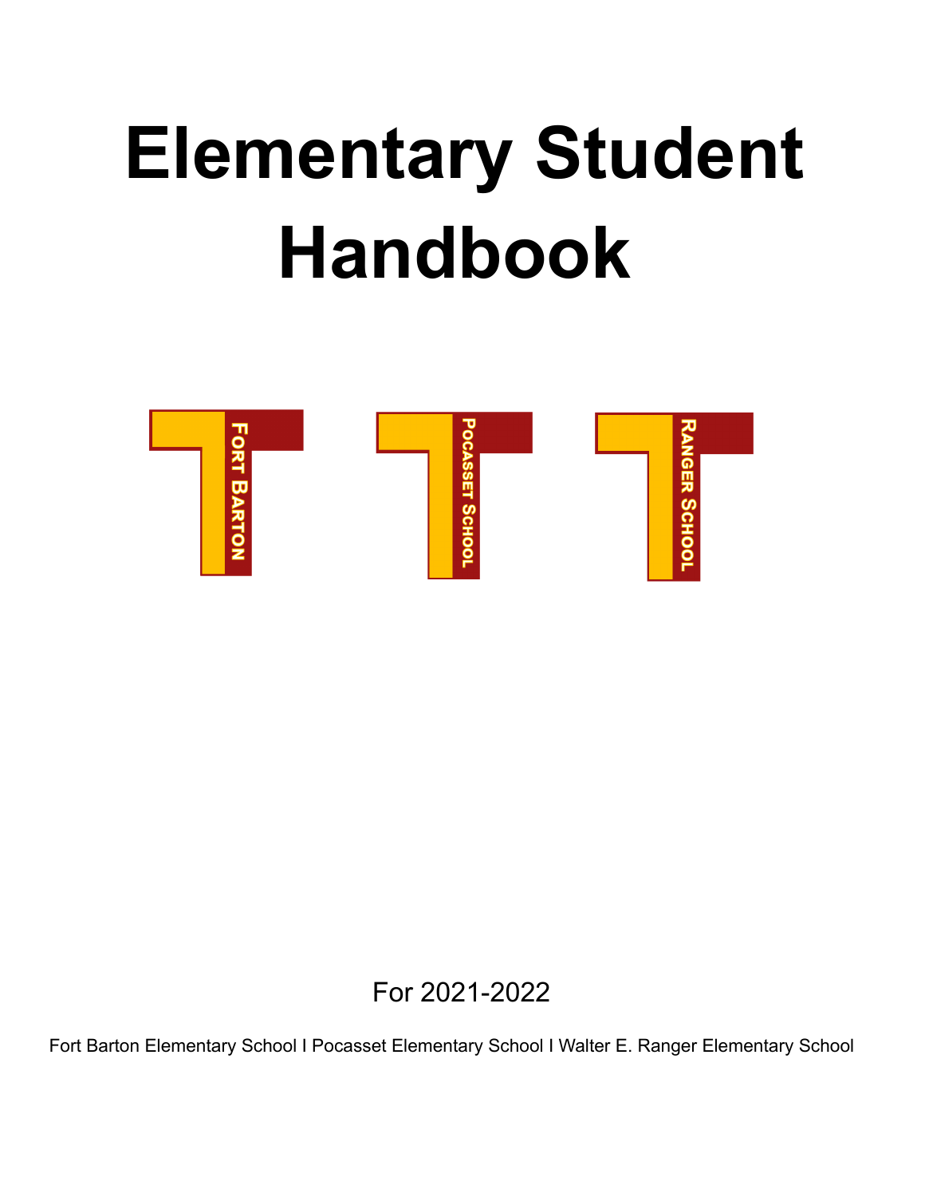# Elementary Student Handbook

Fort Barton

Pocasset School

Ranger School

For 2021-2022

Fort Barton Elementary School I Pocasset Elementary School I Walter E. Ranger Elementary School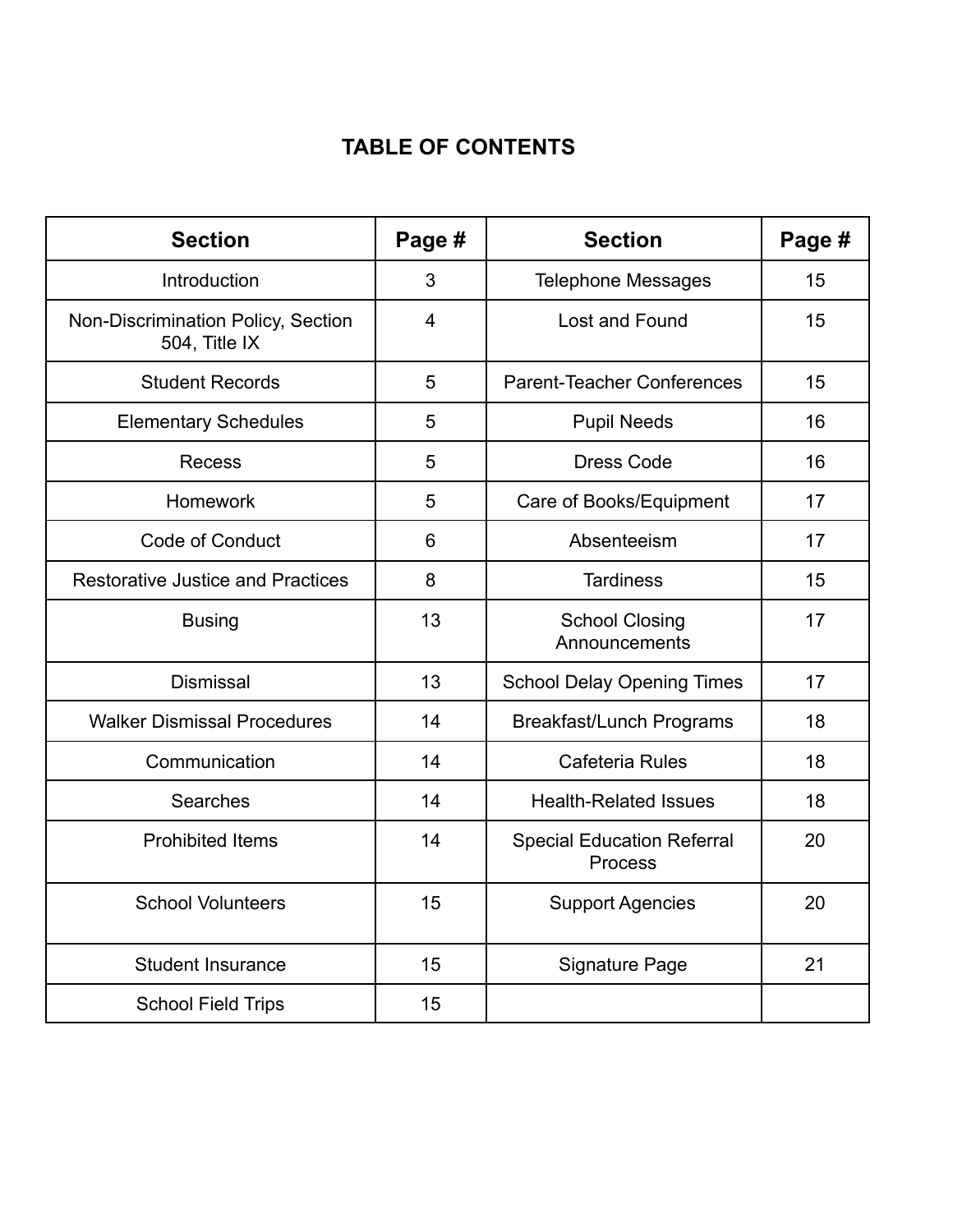# TABLE OF CONTENTS

| Section | Page # | Section | Page # |
| --- | --- | --- | --- |
| Introduction | 3 | Telephone Messages | 15 |
| Non-Discrimination Policy, Section 504, Title IX | 4 | Lost and Found | 15 |
| Student Records | 5 | Parent-Teacher Conferences | 15 |
| Elementary Schedules | 5 | Pupil Needs | 16 |
| Recess | 5 | Dress Code | 16 |
| Homework | 5 | Care of Books/Equipment | 17 |
| Code of Conduct | 6 | Absenteeism | 17 |
| Restorative Justice and Practices | 8 | Tardiness | 15 |
| Busing | 13 | School Closing Announcements | 17 |
| Dismissal | 13 | School Delay Opening Times | 17 |
| Walker Dismissal Procedures | 14 | Breakfast/Lunch Programs | 18 |
| Communication | 14 | Cafeteria Rules | 18 |
| Searches | 14 | Health-Related Issues | 18 |
| Prohibited Items | 14 | Special Education Referral Process | 20 |
| School Volunteers | 15 | Support Agencies | 20 |
| Student Insurance | 15 | Signature Page | 21 |
| School Field Trips | 15 | | |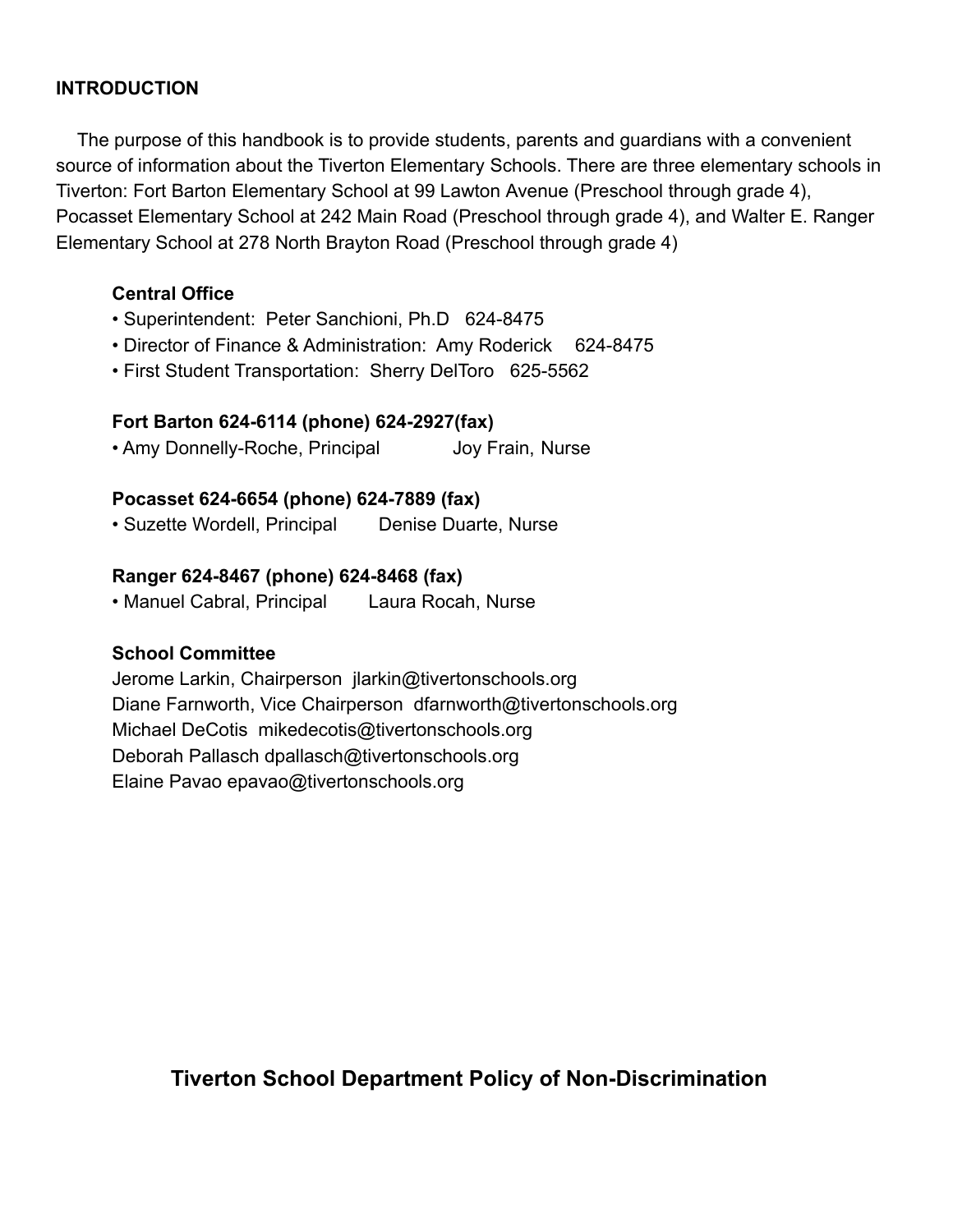## INTRODUCTION

The purpose of this handbook is to provide students, parents and guardians with a convenient source of information about the Tiverton Elementary Schools. There are three elementary schools in Tiverton: Fort Barton Elementary School at 99 Lawton Avenue (Preschool through grade 4), Pocasset Elementary School at 242 Main Road (Preschool through grade 4), and Walter E. Ranger Elementary School at 278 North Brayton Road (Preschool through grade 4)

**Central Office**

- Superintendent: Peter Sanchioni, Ph.D 624-8475
- Director of Finance & Administration: Amy Roderick 624-8475
- First Student Transportation: Sherry DelToro 625-5562

**Fort Barton 624-6114 (phone) 624-2927(fax)**

- Amy Donnelly-Roche, Principal  Joy Frain, Nurse

**Pocasset 624-6654 (phone) 624-7889 (fax)**

- Suzette Wordell, Principal  Denise Duarte, Nurse

**Ranger 624-8467 (phone) 624-8468 (fax)**

- Manuel Cabral, Principal  Laura Rocah, Nurse

**School Committee**

Jerome Larkin, Chairperson jlarkin@tivertonschools.org
Diane Farnworth, Vice Chairperson dfarnworth@tivertonschools.org
Michael DeCotis mikedecotis@tivertonschools.org
Deborah Pallasch dpallasch@tivertonschools.org
Elaine Pavao epavao@tivertonschools.org

## Tiverton School Department Policy of Non-Discrimination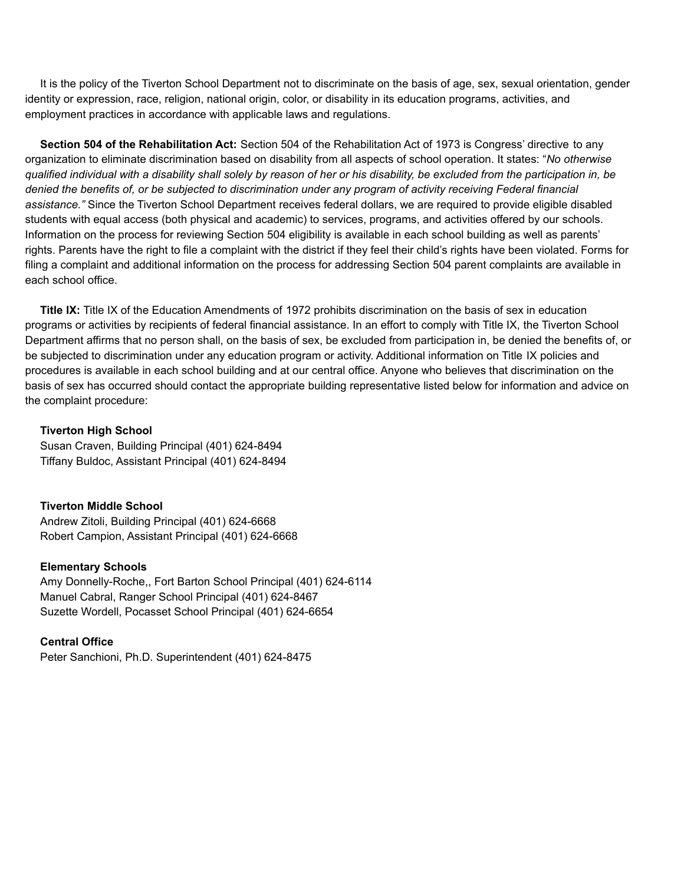It is the policy of the Tiverton School Department not to discriminate on the basis of age, sex, sexual orientation, gender identity or expression, race, religion, national origin, color, or disability in its education programs, activities, and employment practices in accordance with applicable laws and regulations.

**Section 504 of the Rehabilitation Act:** Section 504 of the Rehabilitation Act of 1973 is Congress' directive to any organization to eliminate discrimination based on disability from all aspects of school operation. It states: "*No otherwise qualified individual with a disability shall solely by reason of her or his disability, be excluded from the participation in, be denied the benefits of, or be subjected to discrimination under any program of activity receiving Federal financial assistance."* Since the Tiverton School Department receives federal dollars, we are required to provide eligible disabled students with equal access (both physical and academic) to services, programs, and activities offered by our schools. Information on the process for reviewing Section 504 eligibility is available in each school building as well as parents' rights. Parents have the right to file a complaint with the district if they feel their child's rights have been violated. Forms for filing a complaint and additional information on the process for addressing Section 504 parent complaints are available in each school office.

**Title IX:** Title IX of the Education Amendments of 1972 prohibits discrimination on the basis of sex in education programs or activities by recipients of federal financial assistance. In an effort to comply with Title IX, the Tiverton School Department affirms that no person shall, on the basis of sex, be excluded from participation in, be denied the benefits of, or be subjected to discrimination under any education program or activity. Additional information on Title IX policies and procedures is available in each school building and at our central office. Anyone who believes that discrimination on the basis of sex has occurred should contact the appropriate building representative listed below for information and advice on the complaint procedure:

**Tiverton High School**
Susan Craven, Building Principal (401) 624-8494
Tiffany Buldoc, Assistant Principal (401) 624-8494

**Tiverton Middle School**
Andrew Zitoli, Building Principal (401) 624-6668
Robert Campion, Assistant Principal (401) 624-6668

**Elementary Schools**
Amy Donnelly-Roche,, Fort Barton School Principal (401) 624-6114
Manuel Cabral, Ranger School Principal (401) 624-8467
Suzette Wordell, Pocasset School Principal (401) 624-6654

**Central Office**
Peter Sanchioni, Ph.D. Superintendent (401) 624-8475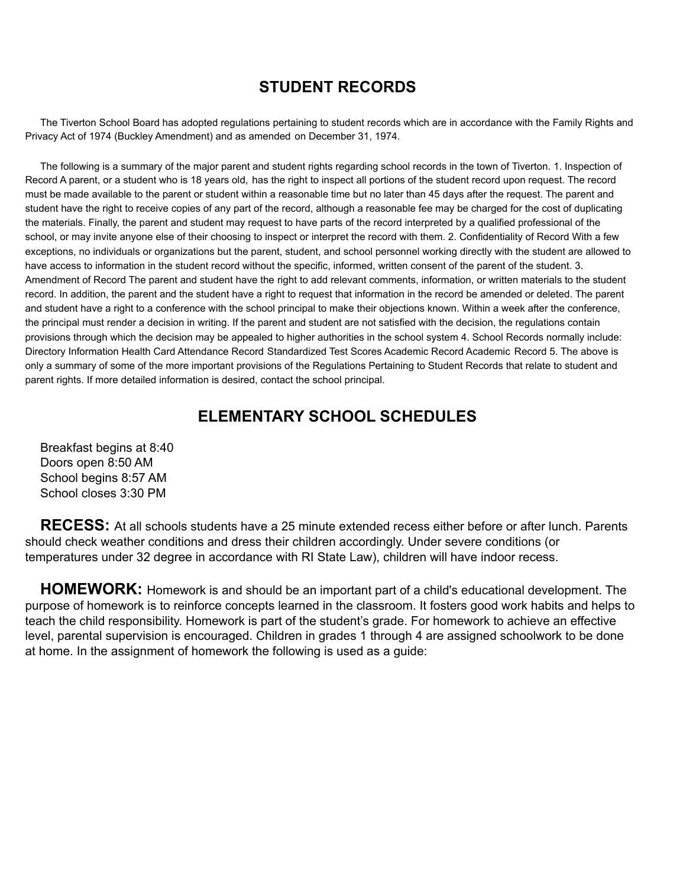## STUDENT RECORDS

The Tiverton School Board has adopted regulations pertaining to student records which are in accordance with the Family Rights and Privacy Act of 1974 (Buckley Amendment) and as amended on December 31, 1974.

The following is a summary of the major parent and student rights regarding school records in the town of Tiverton. 1. Inspection of Record A parent, or a student who is 18 years old, has the right to inspect all portions of the student record upon request. The record must be made available to the parent or student within a reasonable time but no later than 45 days after the request. The parent and student have the right to receive copies of any part of the record, although a reasonable fee may be charged for the cost of duplicating the materials. Finally, the parent and student may request to have parts of the record interpreted by a qualified professional of the school, or may invite anyone else of their choosing to inspect or interpret the record with them. 2. Confidentiality of Record With a few exceptions, no individuals or organizations but the parent, student, and school personnel working directly with the student are allowed to have access to information in the student record without the specific, informed, written consent of the parent of the student. 3. Amendment of Record The parent and student have the right to add relevant comments, information, or written materials to the student record. In addition, the parent and the student have a right to request that information in the record be amended or deleted. The parent and student have a right to a conference with the school principal to make their objections known. Within a week after the conference, the principal must render a decision in writing. If the parent and student are not satisfied with the decision, the regulations contain provisions through which the decision may be appealed to higher authorities in the school system 4. School Records normally include: Directory Information Health Card Attendance Record Standardized Test Scores Academic Record Academic Record 5. The above is only a summary of some of the more important provisions of the Regulations Pertaining to Student Records that relate to student and parent rights. If more detailed information is desired, contact the school principal.

## ELEMENTARY SCHOOL SCHEDULES

Breakfast begins at 8:40
Doors open 8:50 AM
School begins 8:57 AM
School closes 3:30 PM

**RECESS:** At all schools students have a 25 minute extended recess either before or after lunch. Parents should check weather conditions and dress their children accordingly. Under severe conditions (or temperatures under 32 degree in accordance with RI State Law), children will have indoor recess.

**HOMEWORK:** Homework is and should be an important part of a child's educational development. The purpose of homework is to reinforce concepts learned in the classroom. It fosters good work habits and helps to teach the child responsibility. Homework is part of the student's grade. For homework to achieve an effective level, parental supervision is encouraged. Children in grades 1 through 4 are assigned schoolwork to be done at home. In the assignment of homework the following is used as a guide: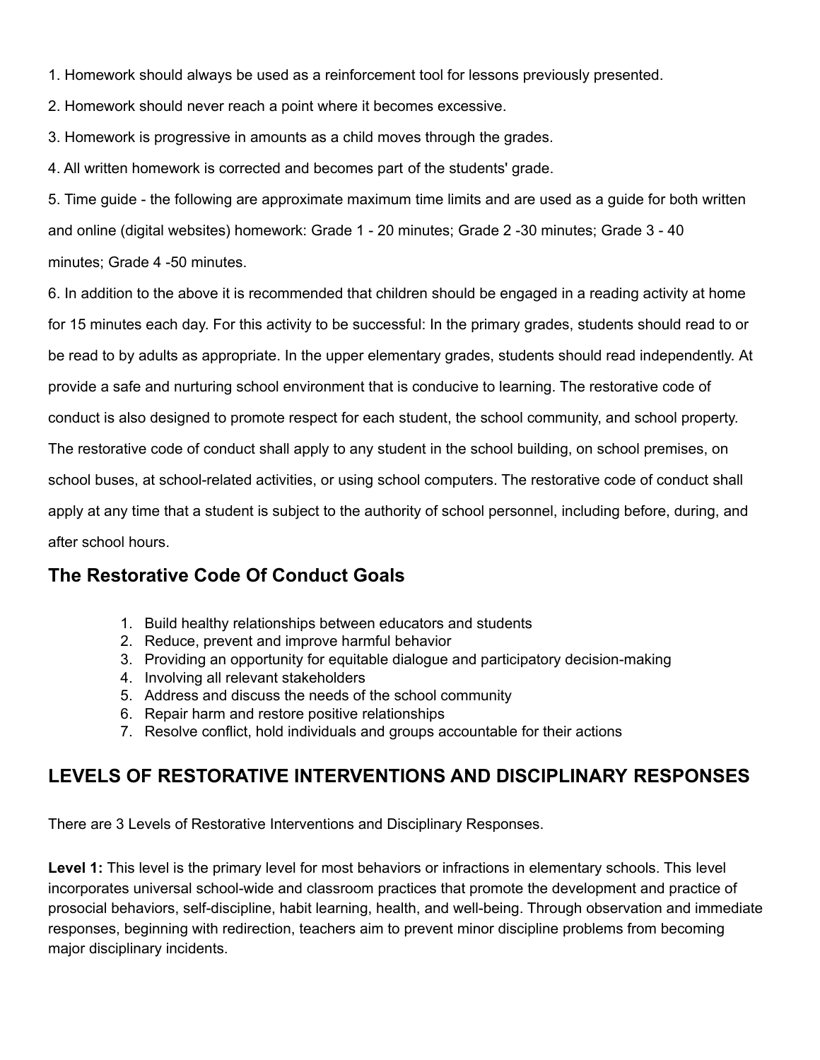1. Homework should always be used as a reinforcement tool for lessons previously presented.

2. Homework should never reach a point where it becomes excessive.

3. Homework is progressive in amounts as a child moves through the grades.

4. All written homework is corrected and becomes part of the students' grade.

5. Time guide - the following are approximate maximum time limits and are used as a guide for both written and online (digital websites) homework: Grade 1 - 20 minutes; Grade 2 -30 minutes; Grade 3 - 40 minutes; Grade 4 -50 minutes.

6. In addition to the above it is recommended that children should be engaged in a reading activity at home for 15 minutes each day. For this activity to be successful: In the primary grades, students should read to or be read to by adults as appropriate. In the upper elementary grades, students should read independently. At provide a safe and nurturing school environment that is conducive to learning. The restorative code of conduct is also designed to promote respect for each student, the school community, and school property. The restorative code of conduct shall apply to any student in the school building, on school premises, on school buses, at school-related activities, or using school computers. The restorative code of conduct shall apply at any time that a student is subject to the authority of school personnel, including before, during, and after school hours.

## The Restorative Code Of Conduct Goals

1. Build healthy relationships between educators and students
2. Reduce, prevent and improve harmful behavior
3. Providing an opportunity for equitable dialogue and participatory decision-making
4. Involving all relevant stakeholders
5. Address and discuss the needs of the school community
6. Repair harm and restore positive relationships
7. Resolve conflict, hold individuals and groups accountable for their actions

## LEVELS OF RESTORATIVE INTERVENTIONS AND DISCIPLINARY RESPONSES

There are 3 Levels of Restorative Interventions and Disciplinary Responses.

**Level 1:** This level is the primary level for most behaviors or infractions in elementary schools. This level incorporates universal school-wide and classroom practices that promote the development and practice of prosocial behaviors, self-discipline, habit learning, health, and well-being. Through observation and immediate responses, beginning with redirection, teachers aim to prevent minor discipline problems from becoming major disciplinary incidents.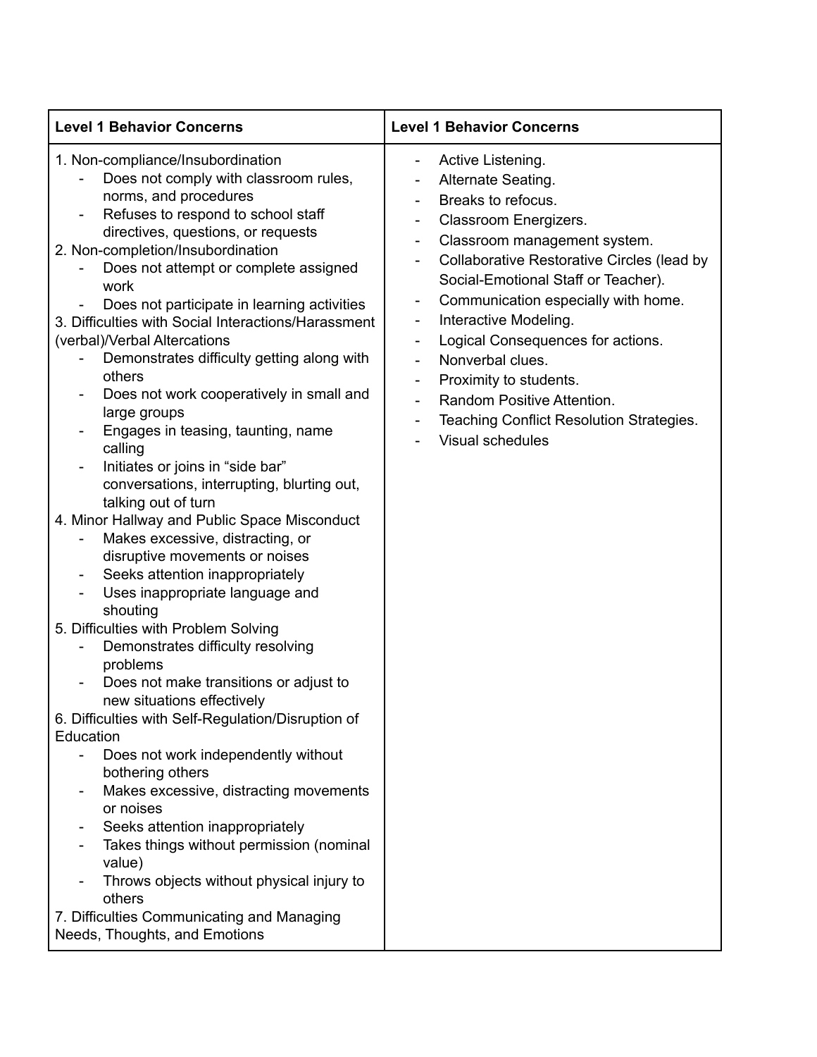| Level 1 Behavior Concerns | Level 1 Behavior Concerns |
| --- | --- |
| 1. Non-compliance/Insubordination<br>- Does not comply with classroom rules, norms, and procedures<br>- Refuses to respond to school staff directives, questions, or requests<br>2. Non-completion/Insubordination<br>- Does not attempt or complete assigned work<br>- Does not participate in learning activities<br>3. Difficulties with Social Interactions/Harassment (verbal)/Verbal Altercations<br>- Demonstrates difficulty getting along with others<br>- Does not work cooperatively in small and large groups<br>- Engages in teasing, taunting, name calling<br>- Initiates or joins in "side bar" conversations, interrupting, blurting out, talking out of turn<br>4. Minor Hallway and Public Space Misconduct<br>- Makes excessive, distracting, or disruptive movements or noises<br>- Seeks attention inappropriately<br>- Uses inappropriate language and shouting<br>5. Difficulties with Problem Solving<br>- Demonstrates difficulty resolving problems<br>- Does not make transitions or adjust to new situations effectively<br>6. Difficulties with Self-Regulation/Disruption of Education<br>- Does not work independently without bothering others<br>- Makes excessive, distracting movements or noises<br>- Seeks attention inappropriately<br>- Takes things without permission (nominal value)<br>- Throws objects without physical injury to others<br>7. Difficulties Communicating and Managing Needs, Thoughts, and Emotions | - Active Listening.<br>- Alternate Seating.<br>- Breaks to refocus.<br>- Classroom Energizers.<br>- Classroom management system.<br>- Collaborative Restorative Circles (lead by Social-Emotional Staff or Teacher).<br>- Communication especially with home.<br>- Interactive Modeling.<br>- Logical Consequences for actions.<br>- Nonverbal clues.<br>- Proximity to students.<br>- Random Positive Attention.<br>- Teaching Conflict Resolution Strategies.<br>- Visual schedules |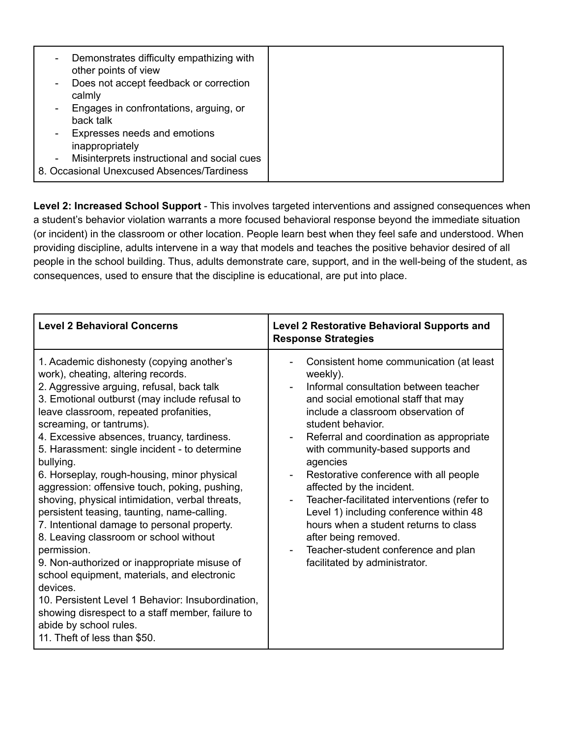| | |
|---|---|
| - Demonstrates difficulty empathizing with other points of view<br>- Does not accept feedback or correction calmly<br>- Engages in confrontations, arguing, or back talk<br>- Expresses needs and emotions inappropriately<br>- Misinterprets instructional and social cues<br>8. Occasional Unexcused Absences/Tardiness | |

**Level 2: Increased School Support** - This involves targeted interventions and assigned consequences when a student's behavior violation warrants a more focused behavioral response beyond the immediate situation (or incident) in the classroom or other location. People learn best when they feel safe and understood. When providing discipline, adults intervene in a way that models and teaches the positive behavior desired of all people in the school building. Thus, adults demonstrate care, support, and in the well-being of the student, as consequences, used to ensure that the discipline is educational, are put into place.

| Level 2 Behavioral Concerns | Level 2 Restorative Behavioral Supports and Response Strategies |
|---|---|
| 1. Academic dishonesty (copying another's work), cheating, altering records.<br>2. Aggressive arguing, refusal, back talk<br>3. Emotional outburst (may include refusal to leave classroom, repeated profanities, screaming, or tantrums).<br>4. Excessive absences, truancy, tardiness.<br>5. Harassment: single incident - to determine bullying.<br>6. Horseplay, rough-housing, minor physical aggression: offensive touch, poking, pushing, shoving, physical intimidation, verbal threats, persistent teasing, taunting, name-calling.<br>7. Intentional damage to personal property.<br>8. Leaving classroom or school without permission.<br>9. Non-authorized or inappropriate misuse of school equipment, materials, and electronic devices.<br>10. Persistent Level 1 Behavior: Insubordination, showing disrespect to a staff member, failure to abide by school rules.<br>11. Theft of less than $50. | - Consistent home communication (at least weekly).<br>- Informal consultation between teacher and social emotional staff that may include a classroom observation of student behavior.<br>- Referral and coordination as appropriate with community-based supports and agencies<br>- Restorative conference with all people affected by the incident.<br>- Teacher-facilitated interventions (refer to Level 1) including conference within 48 hours when a student returns to class after being removed.<br>- Teacher-student conference and plan facilitated by administrator. |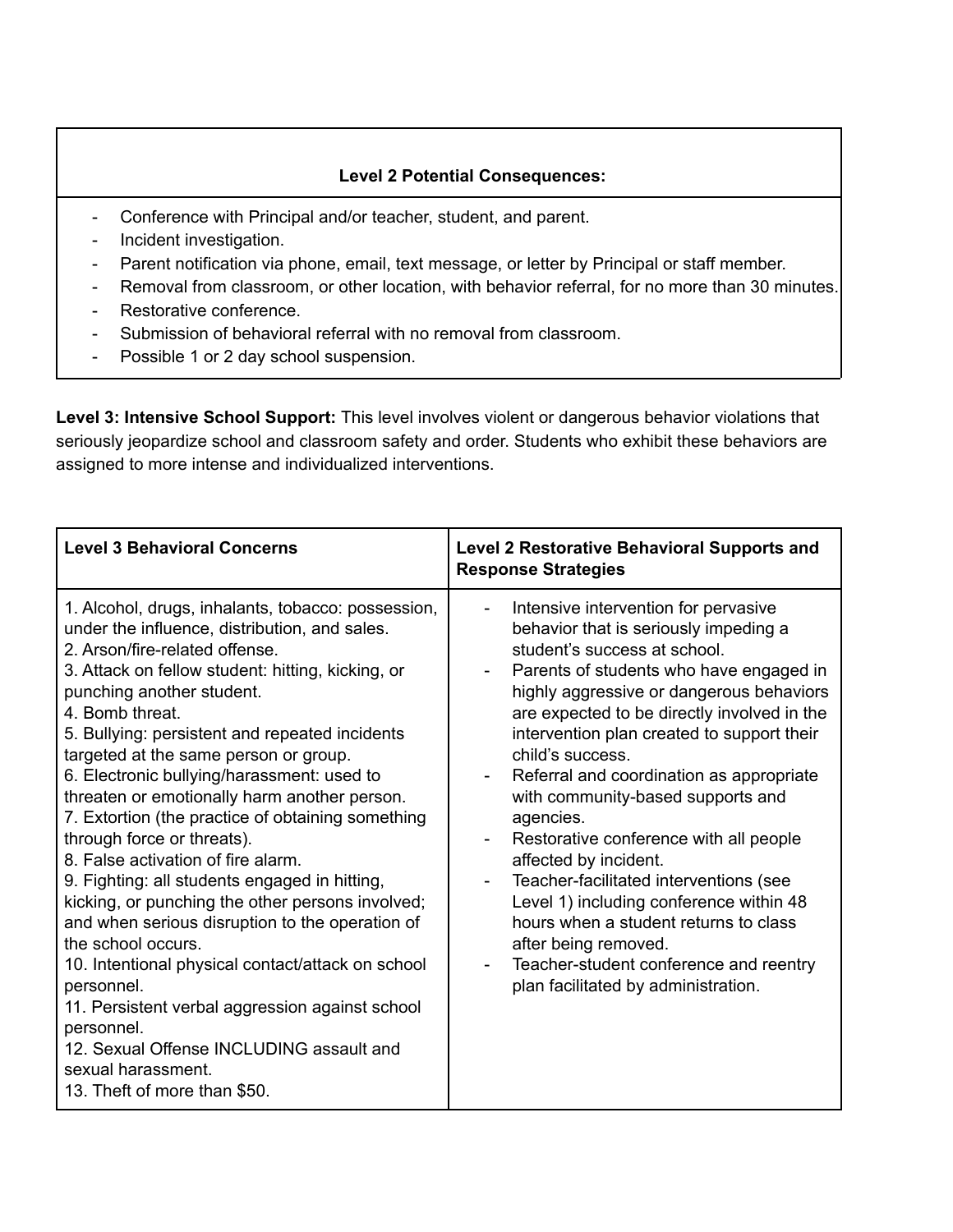| Level 2 Potential Consequences: |
| --- |
| - Conference with Principal and/or teacher, student, and parent.<br>- Incident investigation.<br>- Parent notification via phone, email, text message, or letter by Principal or staff member.<br>- Removal from classroom, or other location, with behavior referral, for no more than 30 minutes.<br>- Restorative conference.<br>- Submission of behavioral referral with no removal from classroom.<br>- Possible 1 or 2 day school suspension. |

**Level 3: Intensive School Support:** This level involves violent or dangerous behavior violations that seriously jeopardize school and classroom safety and order. Students who exhibit these behaviors are assigned to more intense and individualized interventions.

| Level 3 Behavioral Concerns | Level 2 Restorative Behavioral Supports and Response Strategies |
| --- | --- |
| 1. Alcohol, drugs, inhalants, tobacco: possession, under the influence, distribution, and sales.<br>2. Arson/fire-related offense.<br>3. Attack on fellow student: hitting, kicking, or punching another student.<br>4. Bomb threat.<br>5. Bullying: persistent and repeated incidents targeted at the same person or group.<br>6. Electronic bullying/harassment: used to threaten or emotionally harm another person.<br>7. Extortion (the practice of obtaining something through force or threats).<br>8. False activation of fire alarm.<br>9. Fighting: all students engaged in hitting, kicking, or punching the other persons involved; and when serious disruption to the operation of the school occurs.<br>10. Intentional physical contact/attack on school personnel.<br>11. Persistent verbal aggression against school personnel.<br>12. Sexual Offense INCLUDING assault and sexual harassment.<br>13. Theft of more than $50. | - Intensive intervention for pervasive behavior that is seriously impeding a student's success at school.<br>- Parents of students who have engaged in highly aggressive or dangerous behaviors are expected to be directly involved in the intervention plan created to support their child's success.<br>- Referral and coordination as appropriate with community-based supports and agencies.<br>- Restorative conference with all people affected by incident.<br>- Teacher-facilitated interventions (see Level 1) including conference within 48 hours when a student returns to class after being removed.<br>- Teacher-student conference and reentry plan facilitated by administration. |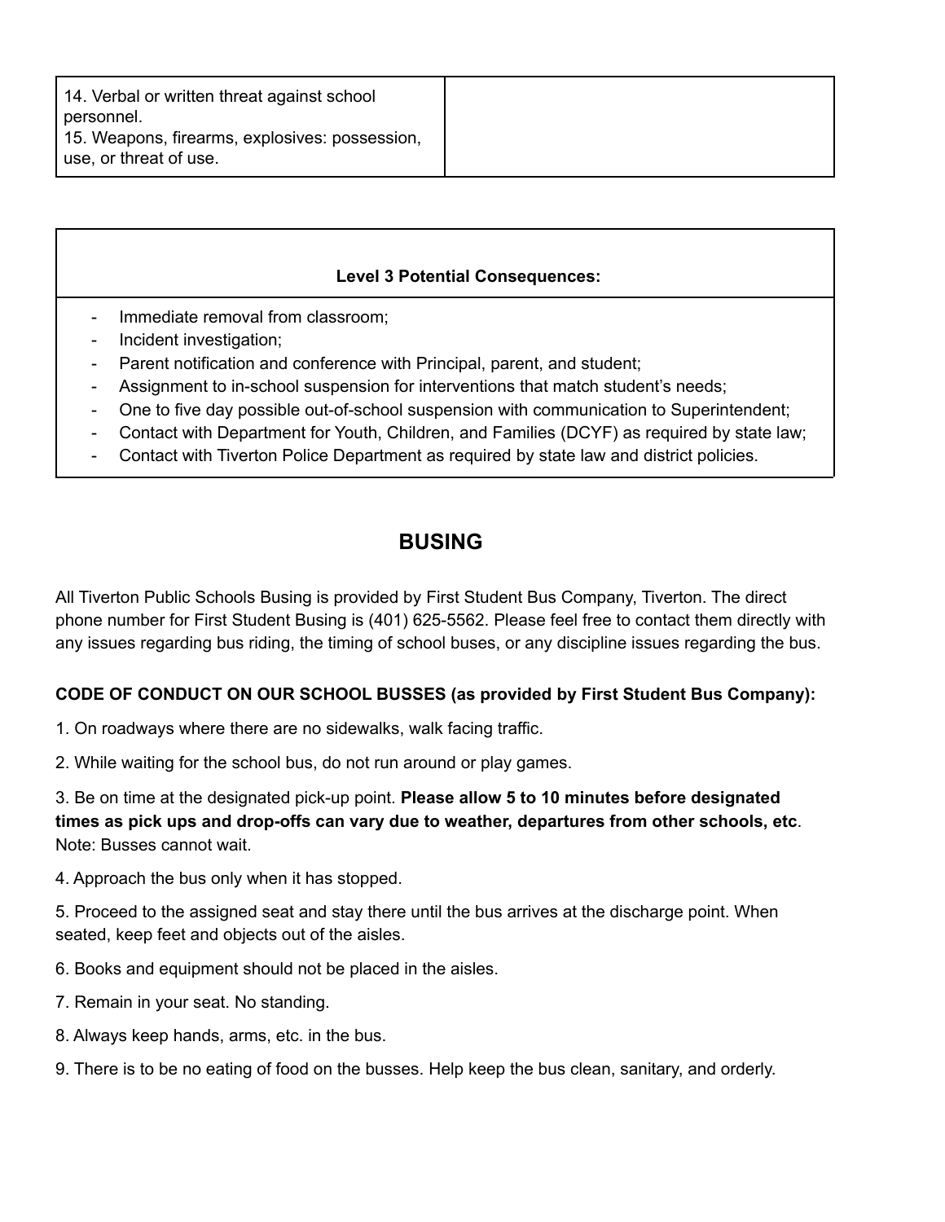| 14. Verbal or written threat against school personnel.<br>15. Weapons, firearms, explosives: possession, use, or threat of use. | |
|---|---|

| Level 3 Potential Consequences: |
|---|
| - Immediate removal from classroom;<br>- Incident investigation;<br>- Parent notification and conference with Principal, parent, and student;<br>- Assignment to in-school suspension for interventions that match student's needs;<br>- One to five day possible out-of-school suspension with communication to Superintendent;<br>- Contact with Department for Youth, Children, and Families (DCYF) as required by state law;<br>- Contact with Tiverton Police Department as required by state law and district policies. |

## BUSING

All Tiverton Public Schools Busing is provided by First Student Bus Company, Tiverton. The direct phone number for First Student Busing is (401) 625-5562. Please feel free to contact them directly with any issues regarding bus riding, the timing of school buses, or any discipline issues regarding the bus.

**CODE OF CONDUCT ON OUR SCHOOL BUSSES (as provided by First Student Bus Company):**

1. On roadways where there are no sidewalks, walk facing traffic.

2. While waiting for the school bus, do not run around or play games.

3. Be on time at the designated pick-up point. **Please allow 5 to 10 minutes before designated times as pick ups and drop-offs can vary due to weather, departures from other schools, etc**. Note: Busses cannot wait.

4. Approach the bus only when it has stopped.

5. Proceed to the assigned seat and stay there until the bus arrives at the discharge point. When seated, keep feet and objects out of the aisles.

6. Books and equipment should not be placed in the aisles.

7. Remain in your seat. No standing.

8. Always keep hands, arms, etc. in the bus.

9. There is to be no eating of food on the busses. Help keep the bus clean, sanitary, and orderly.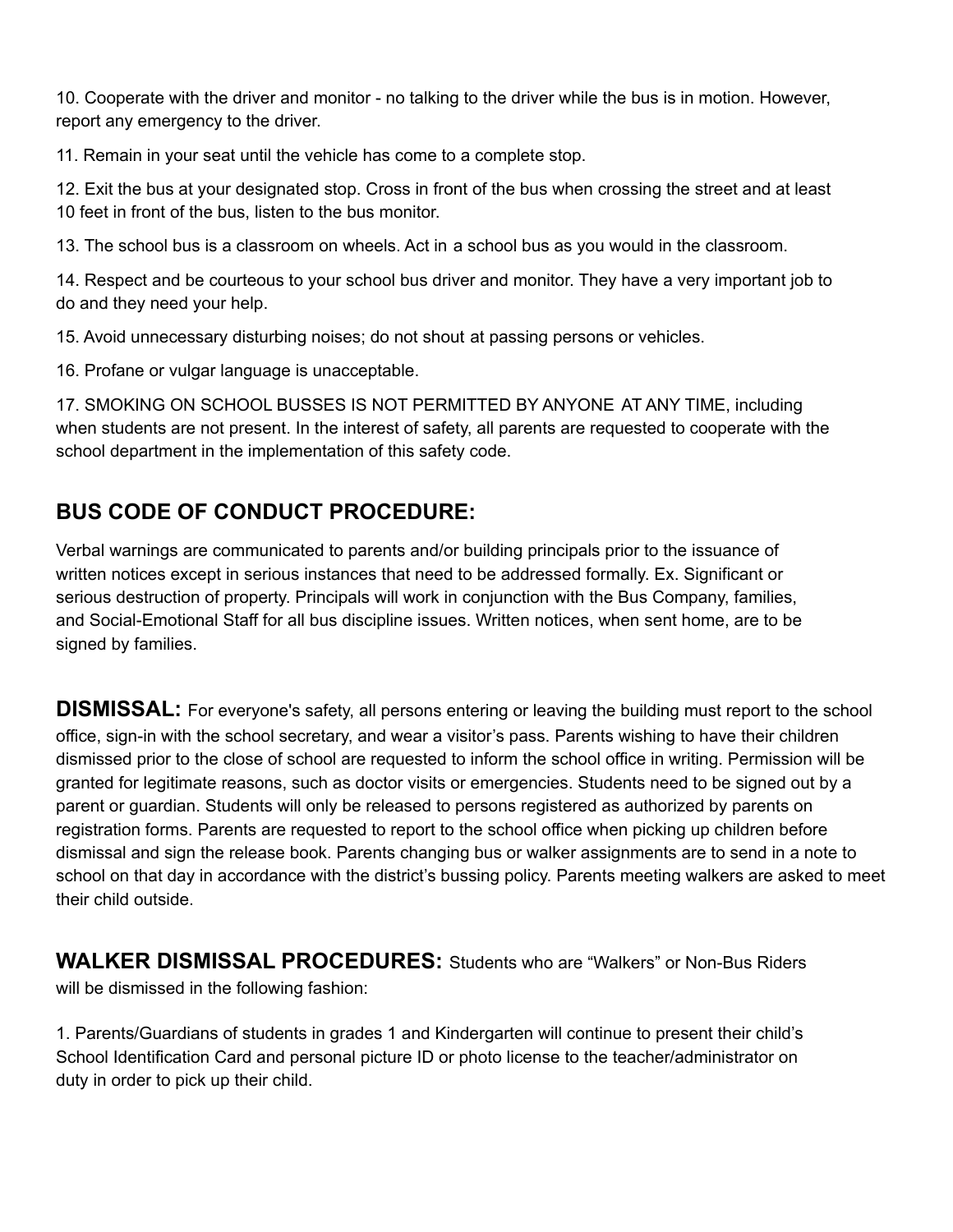10. Cooperate with the driver and monitor - no talking to the driver while the bus is in motion. However, report any emergency to the driver.

11. Remain in your seat until the vehicle has come to a complete stop.

12. Exit the bus at your designated stop. Cross in front of the bus when crossing the street and at least 10 feet in front of the bus, listen to the bus monitor.

13. The school bus is a classroom on wheels. Act in a school bus as you would in the classroom.

14. Respect and be courteous to your school bus driver and monitor. They have a very important job to do and they need your help.

15. Avoid unnecessary disturbing noises; do not shout at passing persons or vehicles.

16. Profane or vulgar language is unacceptable.

17. SMOKING ON SCHOOL BUSSES IS NOT PERMITTED BY ANYONE AT ANY TIME, including when students are not present. In the interest of safety, all parents are requested to cooperate with the school department in the implementation of this safety code.

## BUS CODE OF CONDUCT PROCEDURE:

Verbal warnings are communicated to parents and/or building principals prior to the issuance of written notices except in serious instances that need to be addressed formally. Ex. Significant or serious destruction of property. Principals will work in conjunction with the Bus Company, families, and Social-Emotional Staff for all bus discipline issues. Written notices, when sent home, are to be signed by families.

**DISMISSAL:** For everyone's safety, all persons entering or leaving the building must report to the school office, sign-in with the school secretary, and wear a visitor's pass. Parents wishing to have their children dismissed prior to the close of school are requested to inform the school office in writing. Permission will be granted for legitimate reasons, such as doctor visits or emergencies. Students need to be signed out by a parent or guardian. Students will only be released to persons registered as authorized by parents on registration forms. Parents are requested to report to the school office when picking up children before dismissal and sign the release book. Parents changing bus or walker assignments are to send in a note to school on that day in accordance with the district's bussing policy. Parents meeting walkers are asked to meet their child outside.

**WALKER DISMISSAL PROCEDURES:** Students who are "Walkers" or Non-Bus Riders will be dismissed in the following fashion:

1. Parents/Guardians of students in grades 1 and Kindergarten will continue to present their child's School Identification Card and personal picture ID or photo license to the teacher/administrator on duty in order to pick up their child.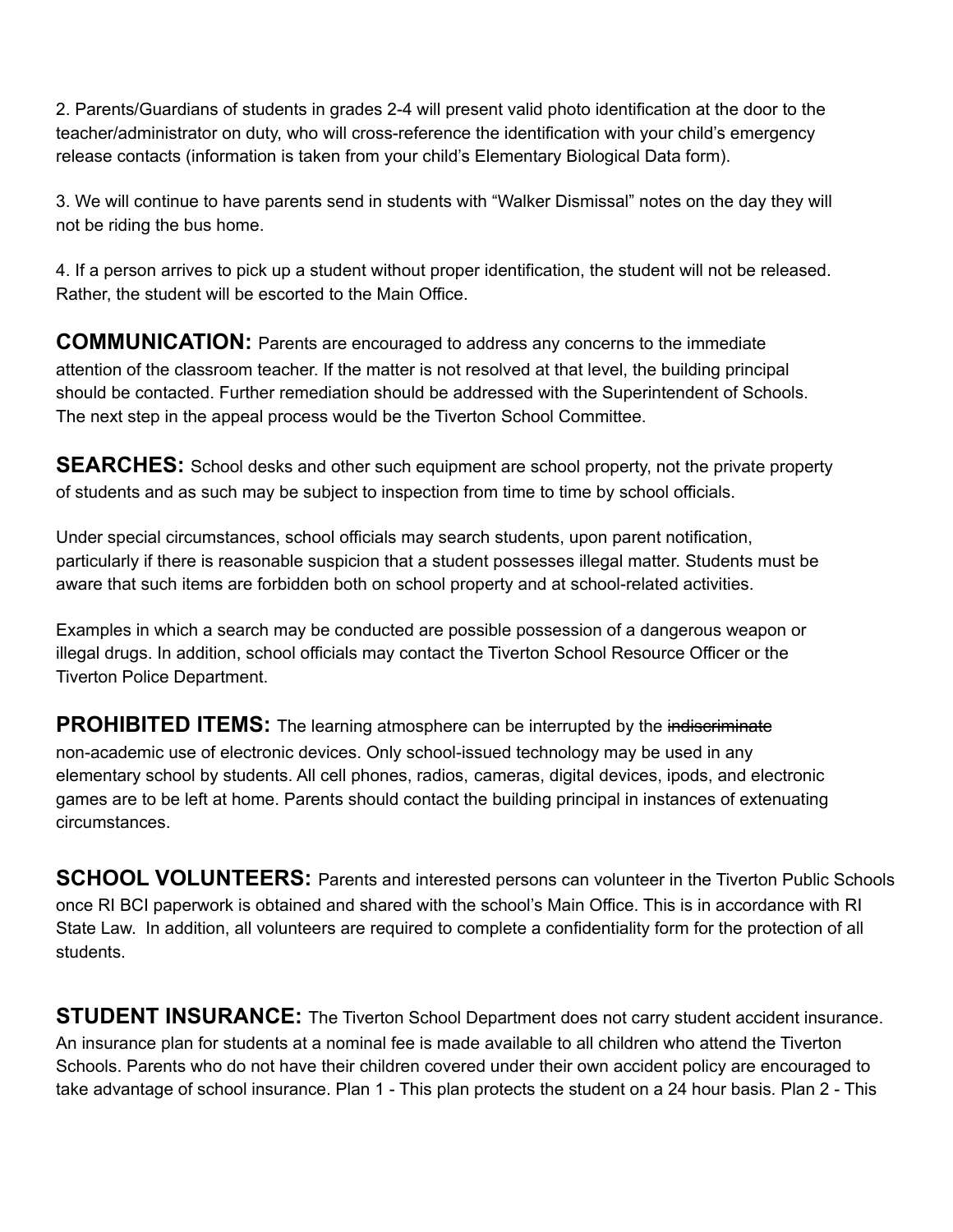2. Parents/Guardians of students in grades 2-4 will present valid photo identification at the door to the teacher/administrator on duty, who will cross-reference the identification with your child's emergency release contacts (information is taken from your child's Elementary Biological Data form).

3. We will continue to have parents send in students with "Walker Dismissal" notes on the day they will not be riding the bus home.

4. If a person arrives to pick up a student without proper identification, the student will not be released. Rather, the student will be escorted to the Main Office.

**COMMUNICATION:** Parents are encouraged to address any concerns to the immediate attention of the classroom teacher. If the matter is not resolved at that level, the building principal should be contacted. Further remediation should be addressed with the Superintendent of Schools. The next step in the appeal process would be the Tiverton School Committee.

**SEARCHES:** School desks and other such equipment are school property, not the private property of students and as such may be subject to inspection from time to time by school officials.

Under special circumstances, school officials may search students, upon parent notification, particularly if there is reasonable suspicion that a student possesses illegal matter. Students must be aware that such items are forbidden both on school property and at school-related activities.

Examples in which a search may be conducted are possible possession of a dangerous weapon or illegal drugs. In addition, school officials may contact the Tiverton School Resource Officer or the Tiverton Police Department.

**PROHIBITED ITEMS:** The learning atmosphere can be interrupted by the ~~indiscriminate~~ non-academic use of electronic devices. Only school-issued technology may be used in any elementary school by students. All cell phones, radios, cameras, digital devices, ipods, and electronic games are to be left at home. Parents should contact the building principal in instances of extenuating circumstances.

**SCHOOL VOLUNTEERS:** Parents and interested persons can volunteer in the Tiverton Public Schools once RI BCI paperwork is obtained and shared with the school's Main Office. This is in accordance with RI State Law. In addition, all volunteers are required to complete a confidentiality form for the protection of all students.

**STUDENT INSURANCE:** The Tiverton School Department does not carry student accident insurance. An insurance plan for students at a nominal fee is made available to all children who attend the Tiverton Schools. Parents who do not have their children covered under their own accident policy are encouraged to take advantage of school insurance. Plan 1 - This plan protects the student on a 24 hour basis. Plan 2 - This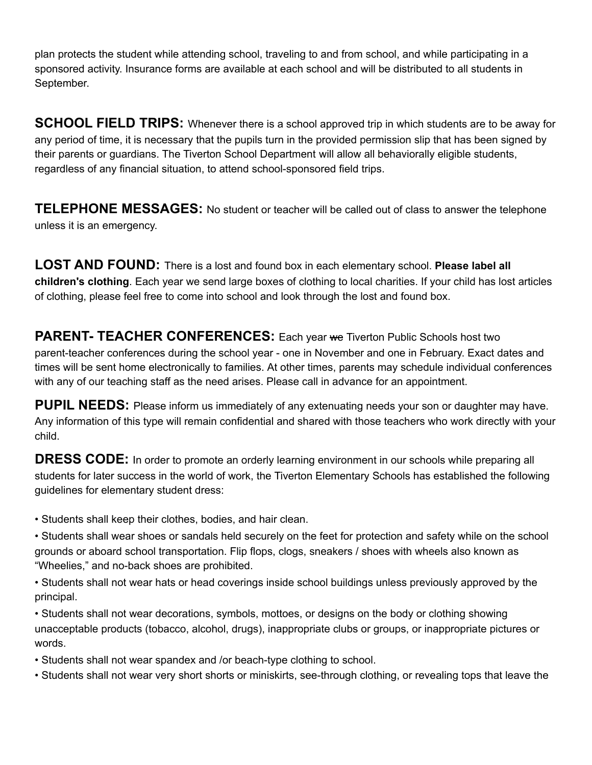plan protects the student while attending school, traveling to and from school, and while participating in a sponsored activity. Insurance forms are available at each school and will be distributed to all students in September.

**SCHOOL FIELD TRIPS:** Whenever there is a school approved trip in which students are to be away for any period of time, it is necessary that the pupils turn in the provided permission slip that has been signed by their parents or guardians. The Tiverton School Department will allow all behaviorally eligible students, regardless of any financial situation, to attend school-sponsored field trips.

**TELEPHONE MESSAGES:** No student or teacher will be called out of class to answer the telephone unless it is an emergency.

**LOST AND FOUND:** There is a lost and found box in each elementary school. **Please label all children's clothing**. Each year we send large boxes of clothing to local charities. If your child has lost articles of clothing, please feel free to come into school and look through the lost and found box.

**PARENT- TEACHER CONFERENCES:** Each year ~~we~~ Tiverton Public Schools host two parent-teacher conferences during the school year - one in November and one in February. Exact dates and times will be sent home electronically to families. At other times, parents may schedule individual conferences with any of our teaching staff as the need arises. Please call in advance for an appointment.

**PUPIL NEEDS:** Please inform us immediately of any extenuating needs your son or daughter may have. Any information of this type will remain confidential and shared with those teachers who work directly with your child.

**DRESS CODE:** In order to promote an orderly learning environment in our schools while preparing all students for later success in the world of work, the Tiverton Elementary Schools has established the following guidelines for elementary student dress:

- Students shall keep their clothes, bodies, and hair clean.
- Students shall wear shoes or sandals held securely on the feet for protection and safety while on the school grounds or aboard school transportation. Flip flops, clogs, sneakers / shoes with wheels also known as "Wheelies," and no-back shoes are prohibited.
- Students shall not wear hats or head coverings inside school buildings unless previously approved by the principal.
- Students shall not wear decorations, symbols, mottoes, or designs on the body or clothing showing unacceptable products (tobacco, alcohol, drugs), inappropriate clubs or groups, or inappropriate pictures or words.
- Students shall not wear spandex and /or beach-type clothing to school.
- Students shall not wear very short shorts or miniskirts, see-through clothing, or revealing tops that leave the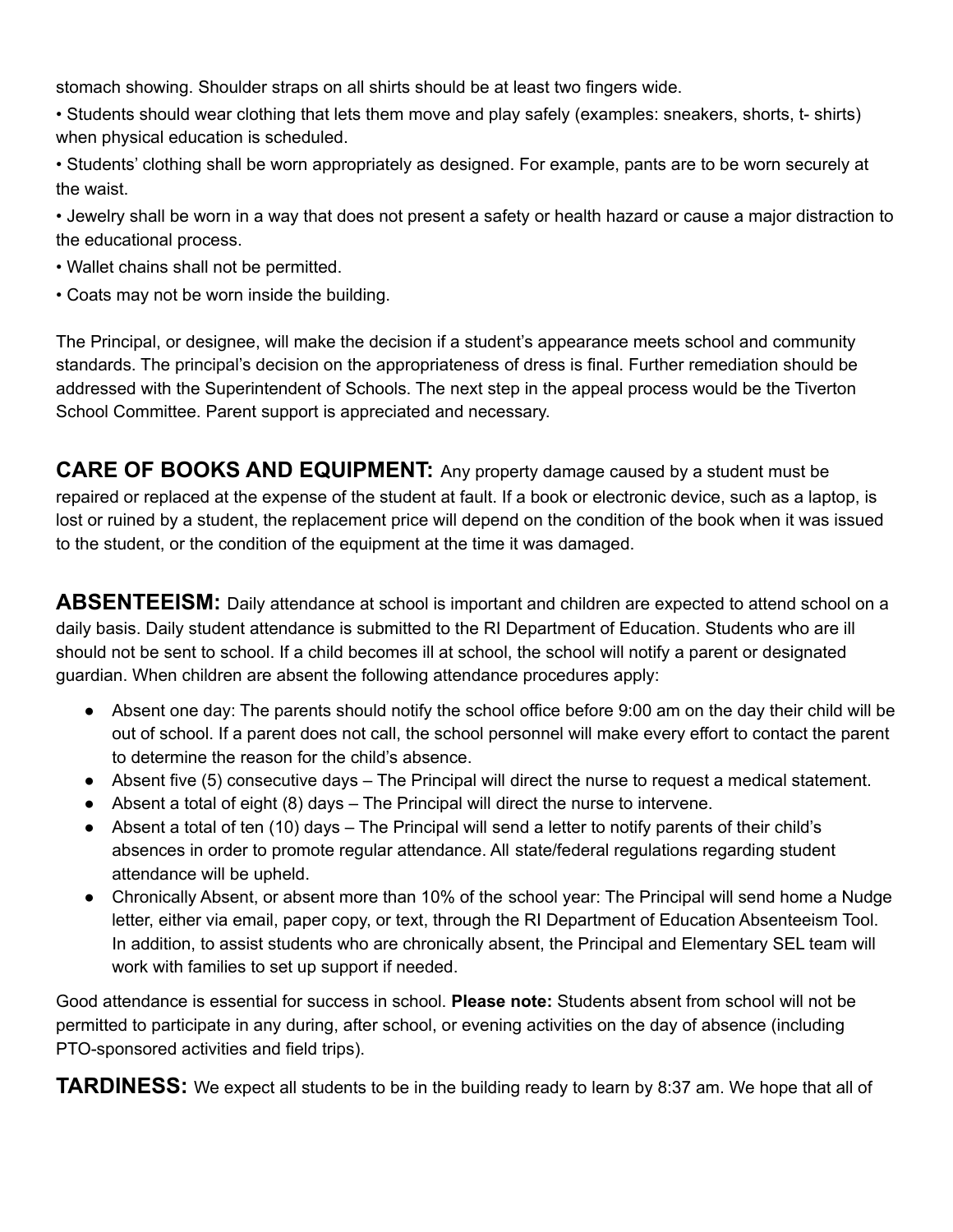stomach showing. Shoulder straps on all shirts should be at least two fingers wide.

• Students should wear clothing that lets them move and play safely (examples: sneakers, shorts, t- shirts) when physical education is scheduled.

• Students' clothing shall be worn appropriately as designed. For example, pants are to be worn securely at the waist.

• Jewelry shall be worn in a way that does not present a safety or health hazard or cause a major distraction to the educational process.

• Wallet chains shall not be permitted.

• Coats may not be worn inside the building.

The Principal, or designee, will make the decision if a student's appearance meets school and community standards. The principal's decision on the appropriateness of dress is final. Further remediation should be addressed with the Superintendent of Schools. The next step in the appeal process would be the Tiverton School Committee. Parent support is appreciated and necessary.

**CARE OF BOOKS AND EQUIPMENT:** Any property damage caused by a student must be repaired or replaced at the expense of the student at fault. If a book or electronic device, such as a laptop, is lost or ruined by a student, the replacement price will depend on the condition of the book when it was issued to the student, or the condition of the equipment at the time it was damaged.

**ABSENTEEISM:** Daily attendance at school is important and children are expected to attend school on a daily basis. Daily student attendance is submitted to the RI Department of Education. Students who are ill should not be sent to school. If a child becomes ill at school, the school will notify a parent or designated guardian. When children are absent the following attendance procedures apply:

- Absent one day: The parents should notify the school office before 9:00 am on the day their child will be out of school. If a parent does not call, the school personnel will make every effort to contact the parent to determine the reason for the child's absence.
- Absent five (5) consecutive days – The Principal will direct the nurse to request a medical statement.
- Absent a total of eight (8) days – The Principal will direct the nurse to intervene.
- Absent a total of ten (10) days – The Principal will send a letter to notify parents of their child's absences in order to promote regular attendance. All state/federal regulations regarding student attendance will be upheld.
- Chronically Absent, or absent more than 10% of the school year: The Principal will send home a Nudge letter, either via email, paper copy, or text, through the RI Department of Education Absenteeism Tool. In addition, to assist students who are chronically absent, the Principal and Elementary SEL team will work with families to set up support if needed.

Good attendance is essential for success in school. **Please note:** Students absent from school will not be permitted to participate in any during, after school, or evening activities on the day of absence (including PTO-sponsored activities and field trips).

**TARDINESS:** We expect all students to be in the building ready to learn by 8:37 am. We hope that all of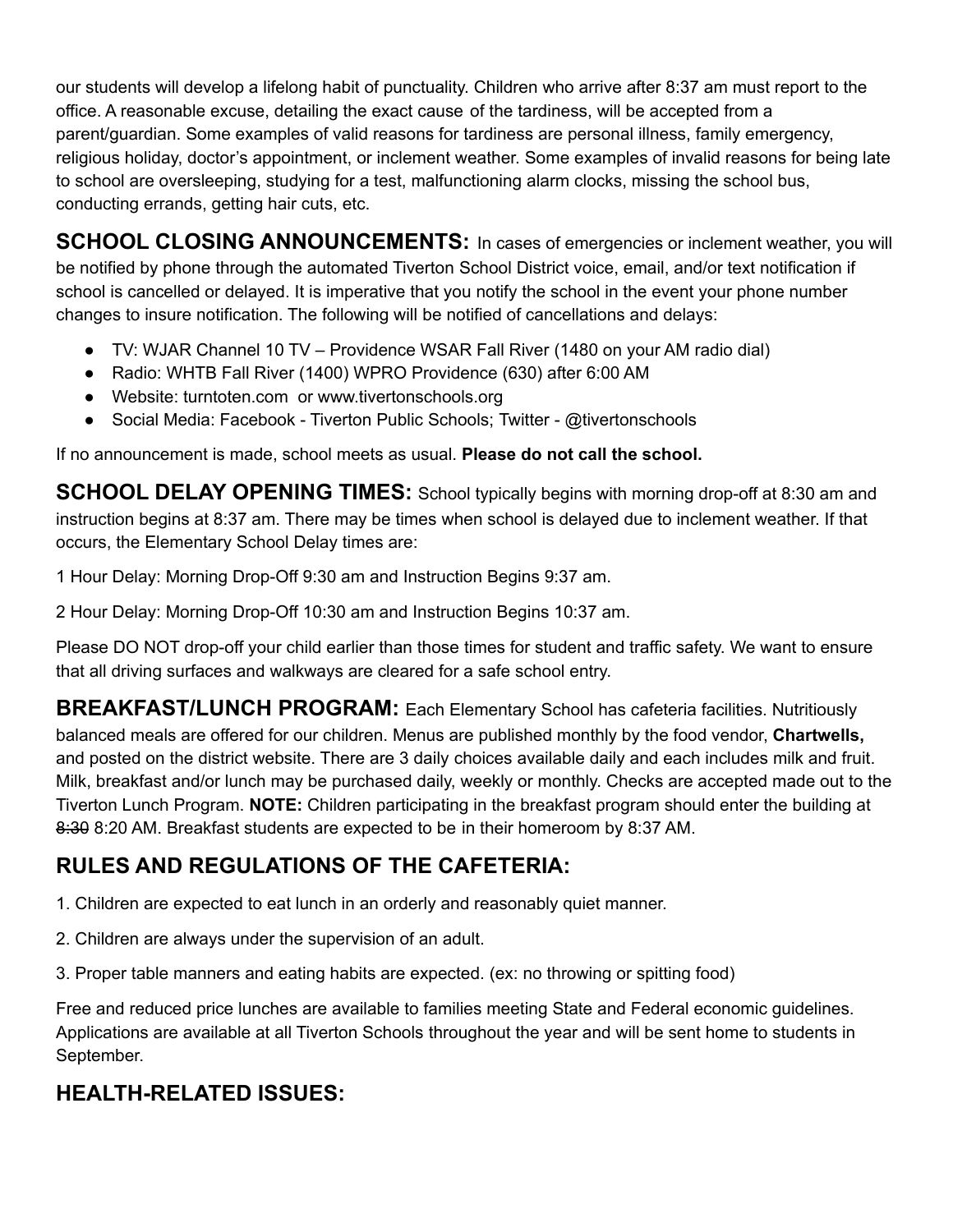our students will develop a lifelong habit of punctuality. Children who arrive after 8:37 am must report to the office. A reasonable excuse, detailing the exact cause of the tardiness, will be accepted from a parent/guardian. Some examples of valid reasons for tardiness are personal illness, family emergency, religious holiday, doctor's appointment, or inclement weather. Some examples of invalid reasons for being late to school are oversleeping, studying for a test, malfunctioning alarm clocks, missing the school bus, conducting errands, getting hair cuts, etc.

**SCHOOL CLOSING ANNOUNCEMENTS:** In cases of emergencies or inclement weather, you will be notified by phone through the automated Tiverton School District voice, email, and/or text notification if school is cancelled or delayed. It is imperative that you notify the school in the event your phone number changes to insure notification. The following will be notified of cancellations and delays:

- TV: WJAR Channel 10 TV – Providence WSAR Fall River (1480 on your AM radio dial)
- Radio: WHTB Fall River (1400) WPRO Providence (630) after 6:00 AM
- Website: turntoten.com or www.tivertonschools.org
- Social Media: Facebook - Tiverton Public Schools; Twitter - @tivertonschools

If no announcement is made, school meets as usual. **Please do not call the school.**

**SCHOOL DELAY OPENING TIMES:** School typically begins with morning drop-off at 8:30 am and instruction begins at 8:37 am. There may be times when school is delayed due to inclement weather. If that occurs, the Elementary School Delay times are:

1 Hour Delay: Morning Drop-Off 9:30 am and Instruction Begins 9:37 am.

2 Hour Delay: Morning Drop-Off 10:30 am and Instruction Begins 10:37 am.

Please DO NOT drop-off your child earlier than those times for student and traffic safety. We want to ensure that all driving surfaces and walkways are cleared for a safe school entry.

**BREAKFAST/LUNCH PROGRAM:** Each Elementary School has cafeteria facilities. Nutritiously balanced meals are offered for our children. Menus are published monthly by the food vendor, **Chartwells,** and posted on the district website. There are 3 daily choices available daily and each includes milk and fruit. Milk, breakfast and/or lunch may be purchased daily, weekly or monthly. Checks are accepted made out to the Tiverton Lunch Program. **NOTE:** Children participating in the breakfast program should enter the building at ~~8:30~~ 8:20 AM. Breakfast students are expected to be in their homeroom by 8:37 AM.

## RULES AND REGULATIONS OF THE CAFETERIA:

1. Children are expected to eat lunch in an orderly and reasonably quiet manner.

2. Children are always under the supervision of an adult.

3. Proper table manners and eating habits are expected. (ex: no throwing or spitting food)

Free and reduced price lunches are available to families meeting State and Federal economic guidelines. Applications are available at all Tiverton Schools throughout the year and will be sent home to students in September.

## HEALTH-RELATED ISSUES: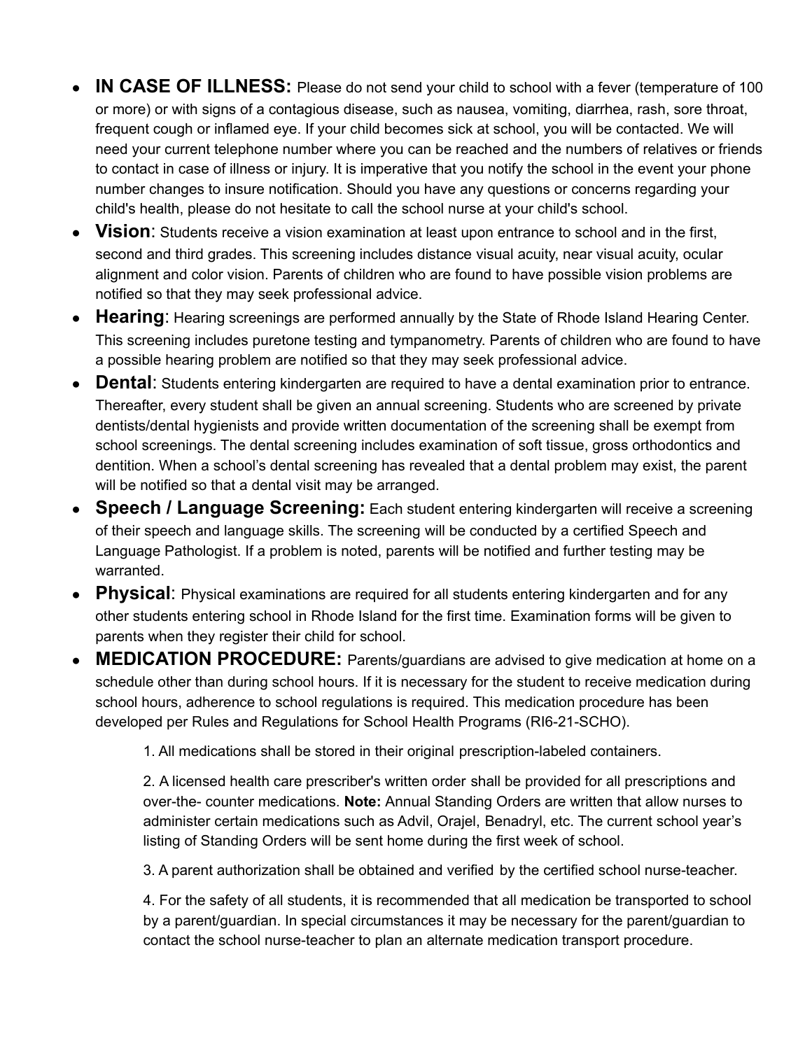- **IN CASE OF ILLNESS:** Please do not send your child to school with a fever (temperature of 100 or more) or with signs of a contagious disease, such as nausea, vomiting, diarrhea, rash, sore throat, frequent cough or inflamed eye. If your child becomes sick at school, you will be contacted. We will need your current telephone number where you can be reached and the numbers of relatives or friends to contact in case of illness or injury. It is imperative that you notify the school in the event your phone number changes to insure notification. Should you have any questions or concerns regarding your child's health, please do not hesitate to call the school nurse at your child's school.
- **Vision**: Students receive a vision examination at least upon entrance to school and in the first, second and third grades. This screening includes distance visual acuity, near visual acuity, ocular alignment and color vision. Parents of children who are found to have possible vision problems are notified so that they may seek professional advice.
- **Hearing**: Hearing screenings are performed annually by the State of Rhode Island Hearing Center. This screening includes puretone testing and tympanometry. Parents of children who are found to have a possible hearing problem are notified so that they may seek professional advice.
- **Dental**: Students entering kindergarten are required to have a dental examination prior to entrance. Thereafter, every student shall be given an annual screening. Students who are screened by private dentists/dental hygienists and provide written documentation of the screening shall be exempt from school screenings. The dental screening includes examination of soft tissue, gross orthodontics and dentition. When a school's dental screening has revealed that a dental problem may exist, the parent will be notified so that a dental visit may be arranged.
- **Speech / Language Screening:** Each student entering kindergarten will receive a screening of their speech and language skills. The screening will be conducted by a certified Speech and Language Pathologist. If a problem is noted, parents will be notified and further testing may be warranted.
- **Physical**: Physical examinations are required for all students entering kindergarten and for any other students entering school in Rhode Island for the first time. Examination forms will be given to parents when they register their child for school.
- **MEDICATION PROCEDURE:** Parents/guardians are advised to give medication at home on a schedule other than during school hours. If it is necessary for the student to receive medication during school hours, adherence to school regulations is required. This medication procedure has been developed per Rules and Regulations for School Health Programs (RI6-21-SCHO).

    1. All medications shall be stored in their original prescription-labeled containers.

    2. A licensed health care prescriber's written order shall be provided for all prescriptions and over-the- counter medications. **Note:** Annual Standing Orders are written that allow nurses to administer certain medications such as Advil, Orajel, Benadryl, etc. The current school year's listing of Standing Orders will be sent home during the first week of school.

    3. A parent authorization shall be obtained and verified by the certified school nurse-teacher.

    4. For the safety of all students, it is recommended that all medication be transported to school by a parent/guardian. In special circumstances it may be necessary for the parent/guardian to contact the school nurse-teacher to plan an alternate medication transport procedure.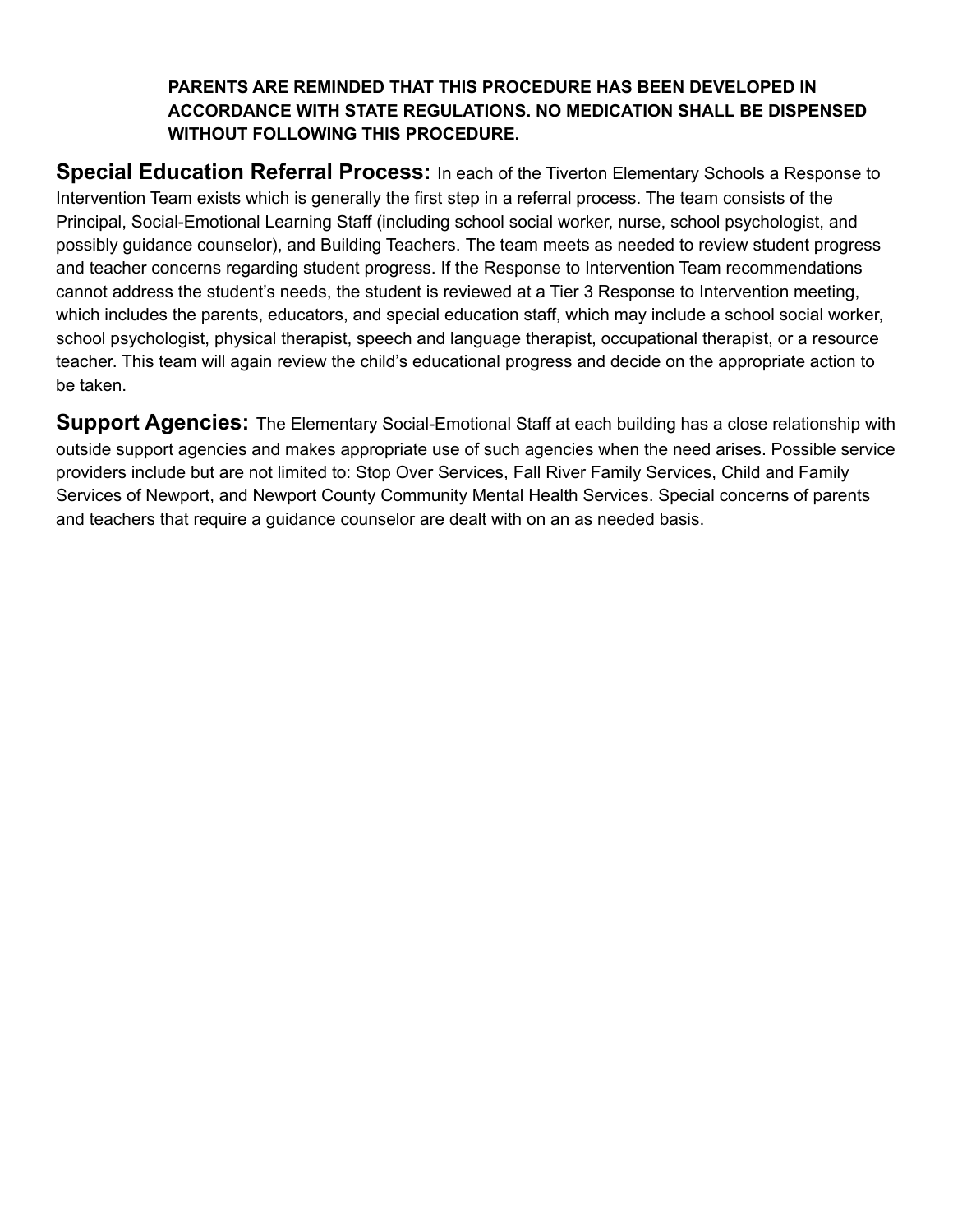**PARENTS ARE REMINDED THAT THIS PROCEDURE HAS BEEN DEVELOPED IN ACCORDANCE WITH STATE REGULATIONS. NO MEDICATION SHALL BE DISPENSED WITHOUT FOLLOWING THIS PROCEDURE.**

**Special Education Referral Process:** In each of the Tiverton Elementary Schools a Response to Intervention Team exists which is generally the first step in a referral process. The team consists of the Principal, Social-Emotional Learning Staff (including school social worker, nurse, school psychologist, and possibly guidance counselor), and Building Teachers. The team meets as needed to review student progress and teacher concerns regarding student progress. If the Response to Intervention Team recommendations cannot address the student's needs, the student is reviewed at a Tier 3 Response to Intervention meeting, which includes the parents, educators, and special education staff, which may include a school social worker, school psychologist, physical therapist, speech and language therapist, occupational therapist, or a resource teacher. This team will again review the child's educational progress and decide on the appropriate action to be taken.

**Support Agencies:** The Elementary Social-Emotional Staff at each building has a close relationship with outside support agencies and makes appropriate use of such agencies when the need arises. Possible service providers include but are not limited to: Stop Over Services, Fall River Family Services, Child and Family Services of Newport, and Newport County Community Mental Health Services. Special concerns of parents and teachers that require a guidance counselor are dealt with on an as needed basis.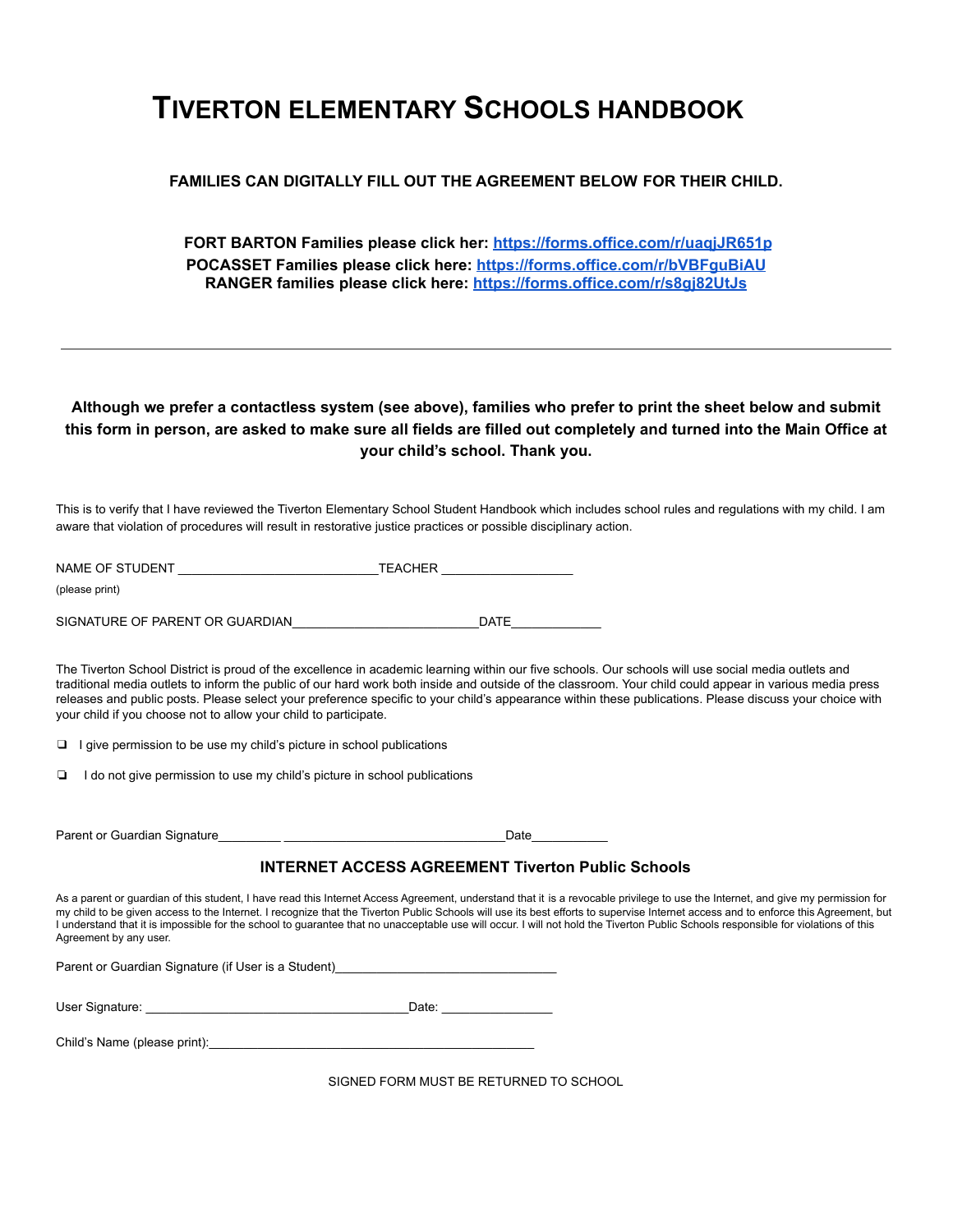# TIVERTON ELEMENTARY SCHOOLS HANDBOOK

**FAMILIES CAN DIGITALLY FILL OUT THE AGREEMENT BELOW FOR THEIR CHILD.**

**FORT BARTON Families please click her: https://forms.office.com/r/uaqjJR651p**
**POCASSET Families please click here: https://forms.office.com/r/bVBFguBiAU**
**RANGER families please click here: https://forms.office.com/r/s8gj82UtJs**

---

**Although we prefer a contactless system (see above), families who prefer to print the sheet below and submit this form in person, are asked to make sure all fields are filled out completely and turned into the Main Office at your child's school. Thank you.**

This is to verify that I have reviewed the Tiverton Elementary School Student Handbook which includes school rules and regulations with my child. I am aware that violation of procedures will result in restorative justice practices or possible disciplinary action.

NAME OF STUDENT ____________________________TEACHER ___________________
(please print)

SIGNATURE OF PARENT OR GUARDIAN__________________________DATE_____________

The Tiverton School District is proud of the excellence in academic learning within our five schools. Our schools will use social media outlets and traditional media outlets to inform the public of our hard work both inside and outside of the classroom. Your child could appear in various media press releases and public posts. Please select your preference specific to your child's appearance within these publications. Please discuss your choice with your child if you choose not to allow your child to participate.

- ❑ I give permission to be use my child's picture in school publications
- ❑ I do not give permission to use my child's picture in school publications

Parent or Guardian Signature_________ _______________________________Date___________

### INTERNET ACCESS AGREEMENT Tiverton Public Schools

As a parent or guardian of this student, I have read this Internet Access Agreement, understand that it is a revocable privilege to use the Internet, and give my permission for my child to be given access to the Internet. I recognize that the Tiverton Public Schools will use its best efforts to supervise Internet access and to enforce this Agreement, but I understand that it is impossible for the school to guarantee that no unacceptable use will occur. I will not hold the Tiverton Public Schools responsible for violations of this Agreement by any user.

Parent or Guardian Signature (if User is a Student)_______________________________

User Signature: _____________________________________Date: ________________

Child's Name (please print):_______________________________________________

SIGNED FORM MUST BE RETURNED TO SCHOOL